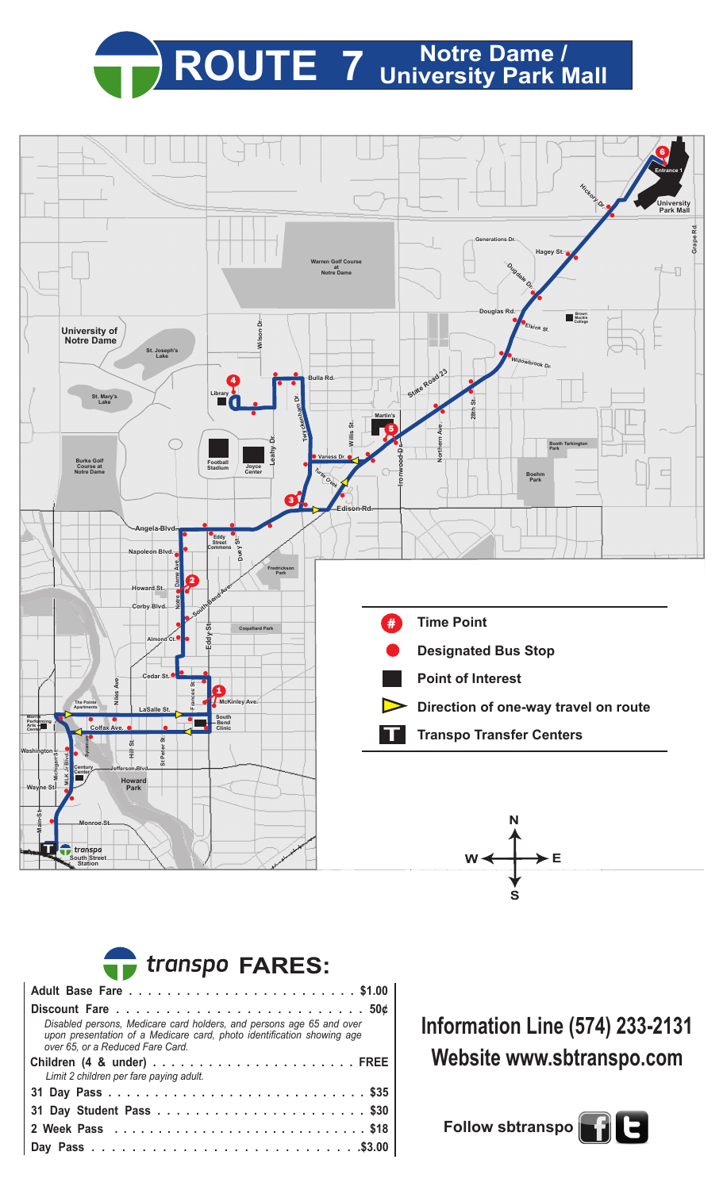# ROUTE 7 Notre Dame / University Park Mall

University of Notre Dame

St. Joseph's Lake

St. Mary's Lake

Warren Golf Course at Notre Dame

Burke Golf Course at Notre Dame

Library

Football Stadium

Joyce Center

Martin's

Eddy Street Commons

Fredrickson Park

Coquillard Park

The Pointe Apartments

Morris Performing Arts Center

South Bend Clinic

Century Center

Howard Park

transpo South Street Station

Booth Tarkington Park

Boehm Park

Brown Mackie College

University Park Mall

Entrance 1

Generations Dr.

Hagey St.

Dugdale Dr.

Douglas Rd.

Elvins St.

Willowbrook Dr.

State Road 23

28th St.

Northern Ave.

Ironwood Dr.

Hickory Dr.

Grape Rd.

Wilson Dr.

Bulla Rd.

Twyckenham Dr.

Willis St.

Leahy Dr.

Vaness Dr.

Turtle Creek

Edison Rd.

Angela Blvd.

Napoleon Blvd.

Howard St.

Corby Blvd.

Almond Ct.

Cedar St.

Notre Dame Ave.

South Bend Ave.

Eddy St.

Duey St.

Frances St.

McKinley Ave.

LaSalle St.

Colfax Ave.

Niles Ave.

Sycamore

Hill St.

St Peter St.

Jefferson Blvd.

Washington

Michigan St.

M.L.K. Jr Blvd.

Wayne St.

Main St.

Monroe St.

- **#** Time Point
- Designated Bus Stop
- Point of Interest
- Direction of one-way travel on route
- **T** Transpo Transfer Centers

N / S / E / W

## transpo FARES:

| Fare | Price |
|---|---|
| **Adult Base Fare** | **$1.00** |
| **Discount Fare** *Disabled persons, Medicare card holders, and persons age 65 and over upon presentation of a Medicare card, photo identification showing age over 65, or a Reduced Fare Card.* | **50¢** |
| **Children (4 & under)** *Limit 2 children per fare paying adult.* | **FREE** |
| **31 Day Pass** | **$35** |
| **31 Day Student Pass** | **$30** |
| **2 Week Pass** | **$18** |
| **Day Pass** | **$3.00** |

**Information Line (574) 233-2131**

**Website www.sbtranspo.com**

**Follow sbtranspo**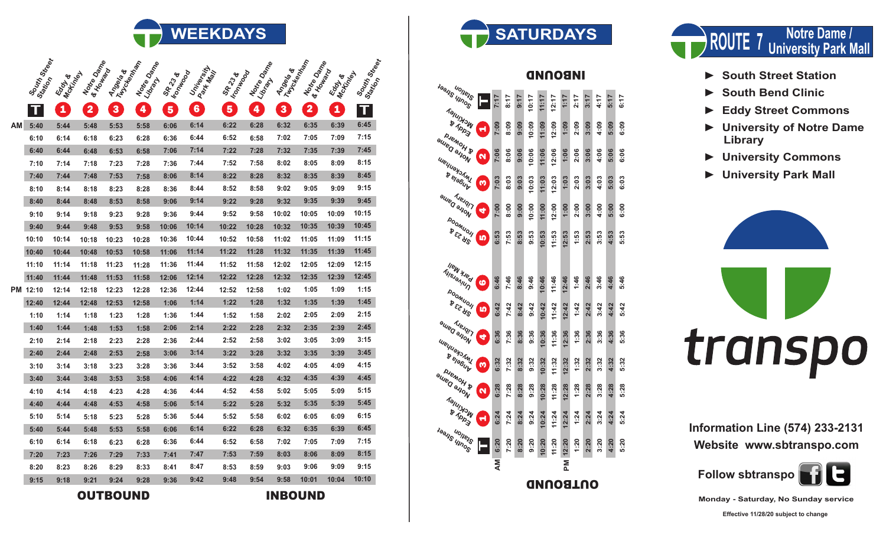# WEEKDAYS

| | South Street Station (T) | Eddy & McKinley (1) | Notre Dame & Howard (2) | Angela & Twyckenham (3) | Notre Dame Library (4) | SR 23 & Ironwood (5) | University Park Mall (6) | SR 23 & Ironwood (5) | Notre Dame Library (4) | Angela & Twyckenham (3) | Notre Dame & Howard (2) | Eddy & McKinley (1) | South Street Station (T) |
|---|---|---|---|---|---|---|---|---|---|---|---|---|---|
| AM | 5:40 | 5:44 | 5:48 | 5:53 | 5:58 | 6:06 | 6:14 | 6:22 | 6:28 | 6:32 | 6:35 | 6:39 | 6:45 |
| | 6:10 | 6:14 | 6:18 | 6:23 | 6:28 | 6:36 | 6:44 | 6:52 | 6:58 | 7:02 | 7:05 | 7:09 | 7:15 |
| | 6:40 | 6:44 | 6:48 | 6:53 | 6:58 | 7:06 | 7:14 | 7:22 | 7:28 | 7:32 | 7:35 | 7:39 | 7:45 |
| | 7:10 | 7:14 | 7:18 | 7:23 | 7:28 | 7:36 | 7:44 | 7:52 | 7:58 | 8:02 | 8:05 | 8:09 | 8:15 |
| | 7:40 | 7:44 | 7:48 | 7:53 | 7:58 | 8:06 | 8:14 | 8:22 | 8:28 | 8:32 | 8:35 | 8:39 | 8:45 |
| | 8:10 | 8:14 | 8:18 | 8:23 | 8:28 | 8:36 | 8:44 | 8:52 | 8:58 | 9:02 | 9:05 | 9:09 | 9:15 |
| | 8:40 | 8:44 | 8:48 | 8:53 | 8:58 | 9:06 | 9:14 | 9:22 | 9:28 | 9:32 | 9:35 | 9:39 | 9:45 |
| | 9:10 | 9:14 | 9:18 | 9:23 | 9:28 | 9:36 | 9:44 | 9:52 | 9:58 | 10:02 | 10:05 | 10:09 | 10:15 |
| | 9:40 | 9:44 | 9:48 | 9:53 | 9:58 | 10:06 | 10:14 | 10:22 | 10:28 | 10:32 | 10:35 | 10:39 | 10:45 |
| | 10:10 | 10:14 | 10:18 | 10:23 | 10:28 | 10:36 | 10:44 | 10:52 | 10:58 | 11:02 | 11:05 | 11:09 | 11:15 |
| | 10:40 | 10:44 | 10:48 | 10:53 | 10:58 | 11:06 | 11:14 | 11:22 | 11:28 | 11:32 | 11:35 | 11:39 | 11:45 |
| | 11:10 | 11:14 | 11:18 | 11:23 | 11:28 | 11:36 | 11:44 | 11:52 | 11:58 | 12:02 | 12:05 | 12:09 | 12:15 |
| | 11:40 | 11:44 | 11:48 | 11:53 | 11:58 | 12:06 | 12:14 | 12:22 | 12:28 | 12:32 | 12:35 | 12:39 | 12:45 |
| PM | 12:10 | 12:14 | 12:18 | 12:23 | 12:28 | 12:36 | 12:44 | 12:52 | 12:58 | 1:02 | 1:05 | 1:09 | 1:15 |
| | 12:40 | 12:44 | 12:48 | 12:53 | 12:58 | 1:06 | 1:14 | 1:22 | 1:28 | 1:32 | 1:35 | 1:39 | 1:45 |
| | 1:10 | 1:14 | 1:18 | 1:23 | 1:28 | 1:36 | 1:44 | 1:52 | 1:58 | 2:02 | 2:05 | 2:09 | 2:15 |
| | 1:40 | 1:44 | 1:48 | 1:53 | 1:58 | 2:06 | 2:14 | 2:22 | 2:28 | 2:32 | 2:35 | 2:39 | 2:45 |
| | 2:10 | 2:14 | 2:18 | 2:23 | 2:28 | 2:36 | 2:44 | 2:52 | 2:58 | 3:02 | 3:05 | 3:09 | 3:15 |
| | 2:40 | 2:44 | 2:48 | 2:53 | 2:58 | 3:06 | 3:14 | 3:22 | 3:28 | 3:32 | 3:35 | 3:39 | 3:45 |
| | 3:10 | 3:14 | 3:18 | 3:23 | 3:28 | 3:36 | 3:44 | 3:52 | 3:58 | 4:02 | 4:05 | 4:09 | 4:15 |
| | 3:40 | 3:44 | 3:48 | 3:53 | 3:58 | 4:06 | 4:14 | 4:22 | 4:28 | 4:32 | 4:35 | 4:39 | 4:45 |
| | 4:10 | 4:14 | 4:18 | 4:23 | 4:28 | 4:36 | 4:44 | 4:52 | 4:58 | 5:02 | 5:05 | 5:09 | 5:15 |
| | 4:40 | 4:44 | 4:48 | 4:53 | 4:58 | 5:06 | 5:14 | 5:22 | 5:28 | 5:32 | 5:35 | 5:39 | 5:45 |
| | 5:10 | 5:14 | 5:18 | 5:23 | 5:28 | 5:36 | 5:44 | 5:52 | 5:58 | 6:02 | 6:05 | 6:09 | 6:15 |
| | 5:40 | 5:44 | 5:48 | 5:53 | 5:58 | 6:06 | 6:14 | 6:22 | 6:28 | 6:32 | 6:35 | 6:39 | 6:45 |
| | 6:10 | 6:14 | 6:18 | 6:23 | 6:28 | 6:36 | 6:44 | 6:52 | 6:58 | 7:02 | 7:05 | 7:09 | 7:15 |
| | 7:20 | 7:23 | 7:26 | 7:29 | 7:33 | 7:41 | 7:47 | 7:53 | 7:59 | 8:03 | 8:06 | 8:09 | 8:15 |
| | 8:20 | 8:23 | 8:26 | 8:29 | 8:33 | 8:41 | 8:47 | 8:53 | 8:59 | 9:03 | 9:06 | 9:09 | 9:15 |
| | 9:15 | 9:18 | 9:21 | 9:24 | 9:28 | 9:36 | 9:42 | 9:48 | 9:54 | 9:58 | 10:01 | 10:04 | 10:10 |

OUTBOUND | INBOUND

# SATURDAYS

| | South Street Station (T) | Eddy & McKinley (1) | Notre Dame & Howard (2) | Angela & Twyckenham (3) | Notre Dame Library (4) | SR 23 & Ironwood (5) | University Park Mall (6) | SR 23 & Ironwood (5) | Notre Dame Library (4) | Angela & Twyckenham (3) | Notre Dame & Howard (2) | Eddy & McKinley (1) | South Street Station (T) |
|---|---|---|---|---|---|---|---|---|---|---|---|---|---|
| AM | 6:20 | 6:24 | 6:28 | 6:32 | 6:36 | 6:42 | 6:46 | 6:53 | 7:00 | 7:03 | 7:06 | 7:09 | 7:17 |
| | 7:20 | 7:24 | 7:28 | 7:32 | 7:36 | 7:42 | 7:46 | 7:53 | 8:00 | 8:03 | 8:06 | 8:09 | 8:17 |
| | 8:20 | 8:24 | 8:28 | 8:32 | 8:36 | 8:42 | 8:46 | 8:53 | 9:00 | 9:03 | 9:06 | 9:09 | 9:17 |
| | 9:20 | 9:24 | 9:28 | 9:32 | 9:36 | 9:42 | 9:46 | 9:53 | 10:00 | 10:03 | 10:06 | 10:09 | 10:17 |
| | 10:20 | 10:24 | 10:28 | 10:32 | 10:36 | 10:42 | 10:46 | 10:53 | 11:00 | 11:03 | 11:06 | 11:09 | 11:17 |
| | 11:20 | 11:24 | 11:28 | 11:32 | 11:36 | 11:42 | 11:46 | 11:53 | 12:00 | 12:03 | 12:06 | 12:09 | 12:17 |
| PM | 12:20 | 12:24 | 12:28 | 12:32 | 12:36 | 12:42 | 12:46 | 12:53 | 1:00 | 1:03 | 1:06 | 1:09 | 1:17 |
| | 1:20 | 1:24 | 1:28 | 1:32 | 1:36 | 1:42 | 1:46 | 1:53 | 2:00 | 2:03 | 2:06 | 2:09 | 2:17 |
| | 2:20 | 2:24 | 2:28 | 2:32 | 2:36 | 2:42 | 2:46 | 2:53 | 3:00 | 3:03 | 3:06 | 3:09 | 3:17 |
| | 3:20 | 3:24 | 3:28 | 3:32 | 3:36 | 3:42 | 3:46 | 3:53 | 4:00 | 4:03 | 4:06 | 4:09 | 4:17 |
| | 4:20 | 4:24 | 4:28 | 4:32 | 4:36 | 4:42 | 4:46 | 4:53 | 5:00 | 5:03 | 5:06 | 5:09 | 5:17 |
| | 5:20 | 5:24 | 5:28 | 5:32 | 5:36 | 5:42 | 5:46 | 5:53 | 6:00 | 6:03 | 6:06 | 6:09 | 6:17 |

OUTBOUND | INBOUND

# ROUTE 7 Notre Dame / University Park Mall

- South Street Station
- South Bend Clinic
- Eddy Street Commons
- University of Notre Dame Library
- University Commons
- University Park Mall

transpo

**Information Line (574) 233-2131**
**Website www.sbtranspo.com**

**Follow sbtranspo**

**Monday - Saturday, No Sunday service**

Effective 11/28/20 subject to change